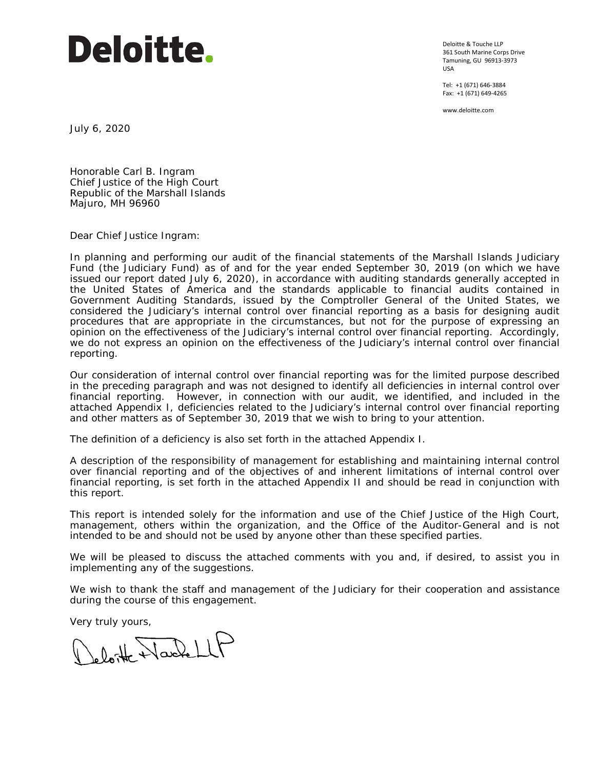# Deloitte.

Deloitte & Touche LLP
361 South Marine Corps Drive
Tamuning, GU 96913-3973
USA

Tel: +1 (671) 646-3884
Fax: +1 (671) 649-4265

www.deloitte.com

July 6, 2020

Honorable Carl B. Ingram
Chief Justice of the High Court
Republic of the Marshall Islands
Majuro, MH 96960

Dear Chief Justice Ingram:

In planning and performing our audit of the financial statements of the Marshall Islands Judiciary Fund (the Judiciary Fund) as of and for the year ended September 30, 2019 (on which we have issued our report dated July 6, 2020), in accordance with auditing standards generally accepted in the United States of America and the standards applicable to financial audits contained in *Government Auditing Standards*, issued by the Comptroller General of the United States, we considered the Judiciary's internal control over financial reporting as a basis for designing audit procedures that are appropriate in the circumstances, but not for the purpose of expressing an opinion on the effectiveness of the Judiciary's internal control over financial reporting. Accordingly, we do not express an opinion on the effectiveness of the Judiciary's internal control over financial reporting.

Our consideration of internal control over financial reporting was for the limited purpose described in the preceding paragraph and was not designed to identify all deficiencies in internal control over financial reporting. However, in connection with our audit, we identified, and included in the attached Appendix I, deficiencies related to the Judiciary's internal control over financial reporting and other matters as of September 30, 2019 that we wish to bring to your attention.

The definition of a deficiency is also set forth in the attached Appendix I.

A description of the responsibility of management for establishing and maintaining internal control over financial reporting and of the objectives of and inherent limitations of internal control over financial reporting, is set forth in the attached Appendix II and should be read in conjunction with this report.

This report is intended solely for the information and use of the Chief Justice of the High Court, management, others within the organization, and the Office of the Auditor-General and is not intended to be and should not be used by anyone other than these specified parties.

We will be pleased to discuss the attached comments with you and, if desired, to assist you in implementing any of the suggestions.

We wish to thank the staff and management of the Judiciary for their cooperation and assistance during the course of this engagement.

Very truly yours,

Deloitte & Touche LLP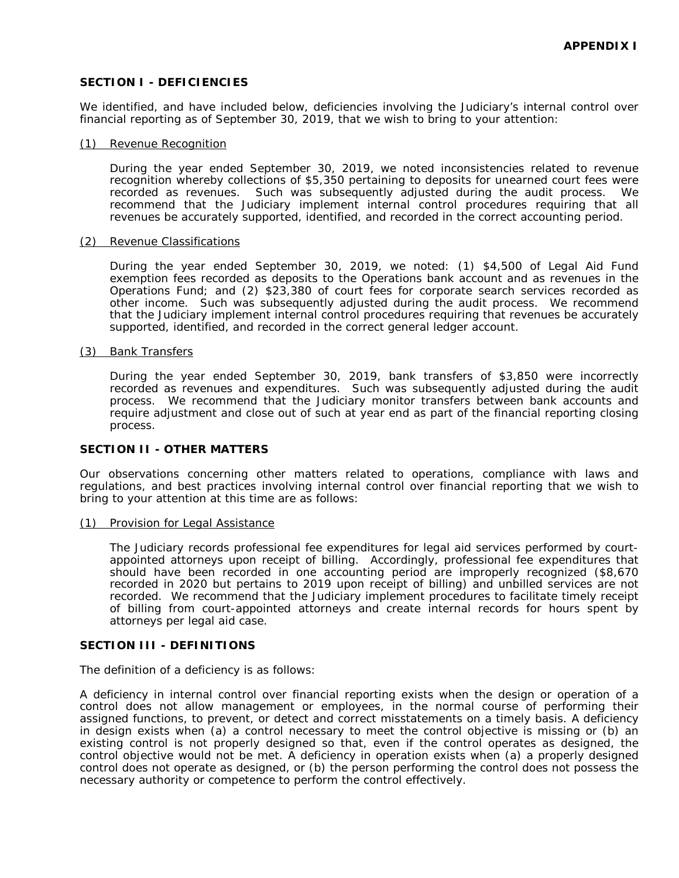**APPENDIX I**

## SECTION I - DEFICIENCIES

We identified, and have included below, deficiencies involving the Judiciary's internal control over financial reporting as of September 30, 2019, that we wish to bring to your attention:

(1) Revenue Recognition

During the year ended September 30, 2019, we noted inconsistencies related to revenue recognition whereby collections of $5,350 pertaining to deposits for unearned court fees were recorded as revenues. Such was subsequently adjusted during the audit process. We recommend that the Judiciary implement internal control procedures requiring that all revenues be accurately supported, identified, and recorded in the correct accounting period.

(2) Revenue Classifications

During the year ended September 30, 2019, we noted: (1) $4,500 of Legal Aid Fund exemption fees recorded as deposits to the Operations bank account and as revenues in the Operations Fund; and (2) $23,380 of court fees for corporate search services recorded as other income. Such was subsequently adjusted during the audit process. We recommend that the Judiciary implement internal control procedures requiring that revenues be accurately supported, identified, and recorded in the correct general ledger account.

(3) Bank Transfers

During the year ended September 30, 2019, bank transfers of $3,850 were incorrectly recorded as revenues and expenditures. Such was subsequently adjusted during the audit process. We recommend that the Judiciary monitor transfers between bank accounts and require adjustment and close out of such at year end as part of the financial reporting closing process.

## SECTION II - OTHER MATTERS

Our observations concerning other matters related to operations, compliance with laws and regulations, and best practices involving internal control over financial reporting that we wish to bring to your attention at this time are as follows:

(1) Provision for Legal Assistance

The Judiciary records professional fee expenditures for legal aid services performed by court-appointed attorneys upon receipt of billing. Accordingly, professional fee expenditures that should have been recorded in one accounting period are improperly recognized ($8,670 recorded in 2020 but pertains to 2019 upon receipt of billing) and unbilled services are not recorded. We recommend that the Judiciary implement procedures to facilitate timely receipt of billing from court-appointed attorneys and create internal records for hours spent by attorneys per legal aid case.

## SECTION III - DEFINITIONS

The definition of a deficiency is as follows:

A deficiency in internal control over financial reporting exists when the design or operation of a control does not allow management or employees, in the normal course of performing their assigned functions, to prevent, or detect and correct misstatements on a timely basis. A deficiency in design exists when (a) a control necessary to meet the control objective is missing or (b) an existing control is not properly designed so that, even if the control operates as designed, the control objective would not be met. A deficiency in operation exists when (a) a properly designed control does not operate as designed, or (b) the person performing the control does not possess the necessary authority or competence to perform the control effectively.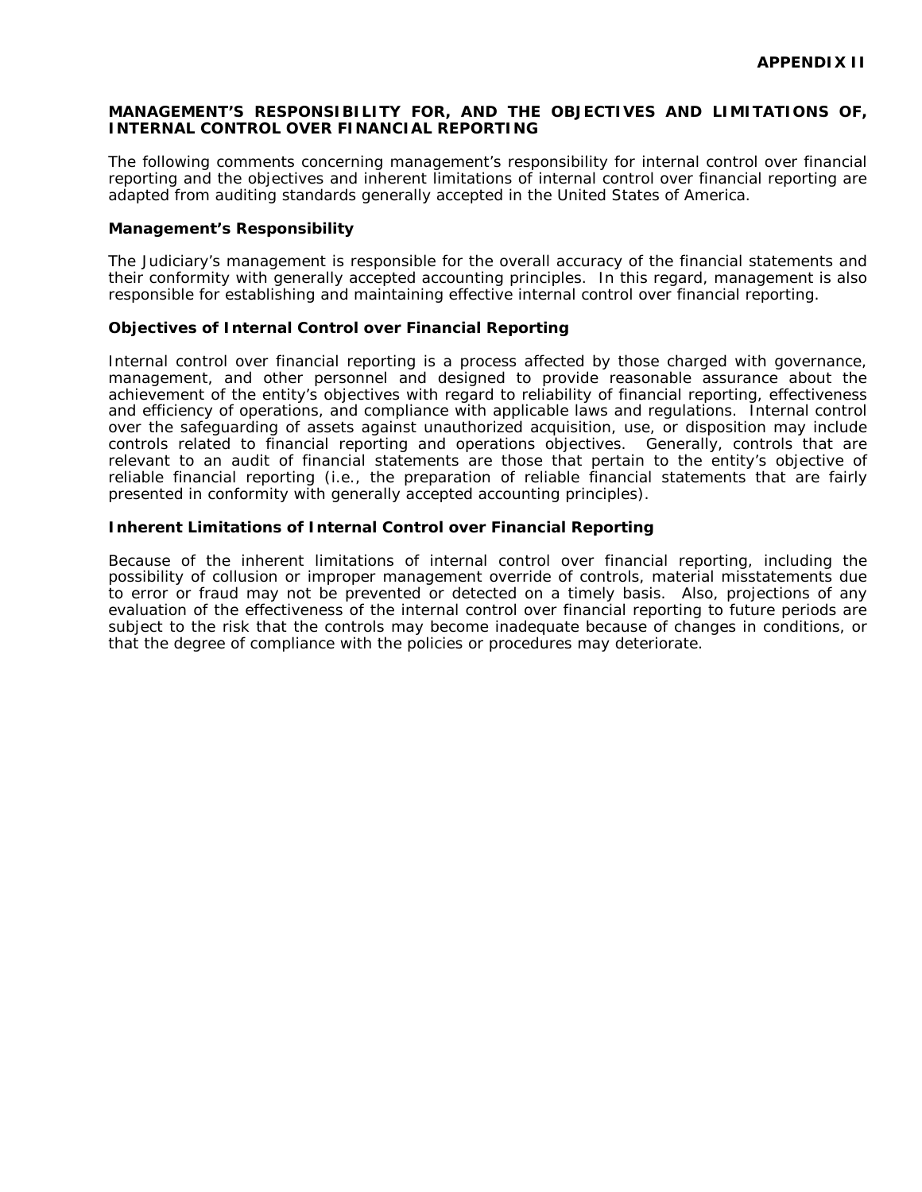**APPENDIX II**

## MANAGEMENT'S RESPONSIBILITY FOR, AND THE OBJECTIVES AND LIMITATIONS OF, INTERNAL CONTROL OVER FINANCIAL REPORTING

The following comments concerning management's responsibility for internal control over financial reporting and the objectives and inherent limitations of internal control over financial reporting are adapted from auditing standards generally accepted in the United States of America.

### Management's Responsibility

The Judiciary's management is responsible for the overall accuracy of the financial statements and their conformity with generally accepted accounting principles. In this regard, management is also responsible for establishing and maintaining effective internal control over financial reporting.

### Objectives of Internal Control over Financial Reporting

Internal control over financial reporting is a process affected by those charged with governance, management, and other personnel and designed to provide reasonable assurance about the achievement of the entity's objectives with regard to reliability of financial reporting, effectiveness and efficiency of operations, and compliance with applicable laws and regulations. Internal control over the safeguarding of assets against unauthorized acquisition, use, or disposition may include controls related to financial reporting and operations objectives. Generally, controls that are relevant to an audit of financial statements are those that pertain to the entity's objective of reliable financial reporting (i.e., the preparation of reliable financial statements that are fairly presented in conformity with generally accepted accounting principles).

### Inherent Limitations of Internal Control over Financial Reporting

Because of the inherent limitations of internal control over financial reporting, including the possibility of collusion or improper management override of controls, material misstatements due to error or fraud may not be prevented or detected on a timely basis. Also, projections of any evaluation of the effectiveness of the internal control over financial reporting to future periods are subject to the risk that the controls may become inadequate because of changes in conditions, or that the degree of compliance with the policies or procedures may deteriorate.